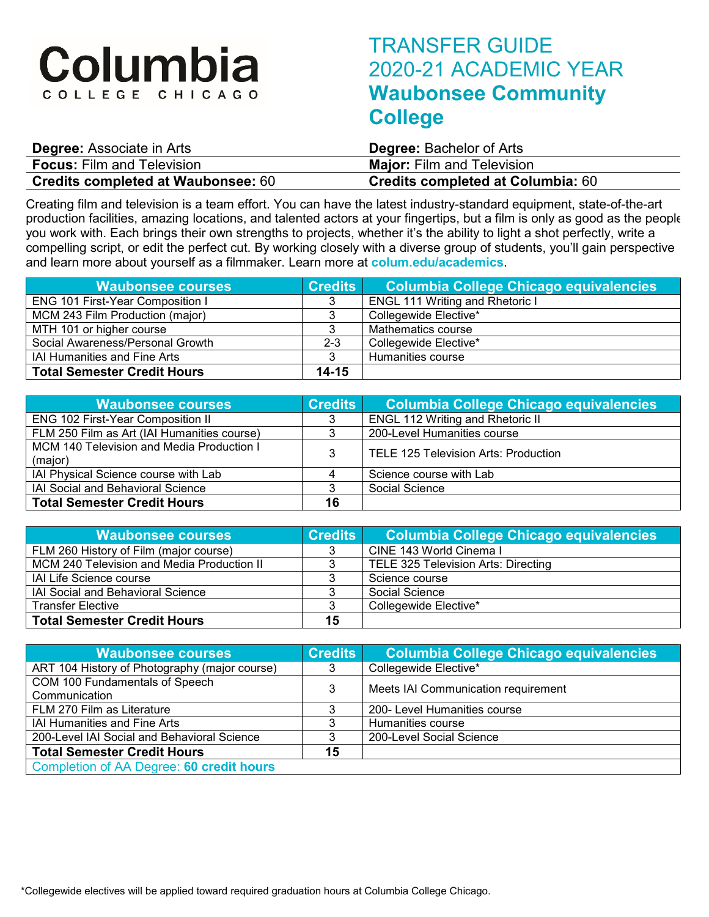# Columbia COLLEGE CHICAGO

# TRANSFER GUIDE 2020-21 ACADEMIC YEAR **Waubonsee Community College**

| | |
|---|---|
| **Degree:** Associate in Arts | **Degree:** Bachelor of Arts |
| **Focus:** Film and Television | **Major:** Film and Television |
| **Credits completed at Waubonsee:** 60 | **Credits completed at Columbia:** 60 |

Creating film and television is a team effort. You can have the latest industry-standard equipment, state-of-the-art production facilities, amazing locations, and talented actors at your fingertips, but a film is only as good as the people you work with. Each brings their own strengths to projects, whether it's the ability to light a shot perfectly, write a compelling script, or edit the perfect cut. By working closely with a diverse group of students, you'll gain perspective and learn more about yourself as a filmmaker. Learn more at **colum.edu/academics**.

| Waubonsee courses | Credits | Columbia College Chicago equivalencies |
|---|---|---|
| ENG 101 First-Year Composition I | 3 | ENGL 111 Writing and Rhetoric I |
| MCM 243 Film Production (major) | 3 | Collegewide Elective* |
| MTH 101 or higher course | 3 | Mathematics course |
| Social Awareness/Personal Growth | 2-3 | Collegewide Elective* |
| IAI Humanities and Fine Arts | 3 | Humanities course |
| **Total Semester Credit Hours** | **14-15** | |

| Waubonsee courses | Credits | Columbia College Chicago equivalencies |
|---|---|---|
| ENG 102 First-Year Composition II | 3 | ENGL 112 Writing and Rhetoric II |
| FLM 250 Film as Art (IAI Humanities course) | 3 | 200-Level Humanities course |
| MCM 140 Television and Media Production I (major) | 3 | TELE 125 Television Arts: Production |
| IAI Physical Science course with Lab | 4 | Science course with Lab |
| IAI Social and Behavioral Science | 3 | Social Science |
| **Total Semester Credit Hours** | **16** | |

| Waubonsee courses | Credits | Columbia College Chicago equivalencies |
|---|---|---|
| FLM 260 History of Film (major course) | 3 | CINE 143 World Cinema I |
| MCM 240 Television and Media Production II | 3 | TELE 325 Television Arts: Directing |
| IAI Life Science course | 3 | Science course |
| IAI Social and Behavioral Science | 3 | Social Science |
| Transfer Elective | 3 | Collegewide Elective* |
| **Total Semester Credit Hours** | **15** | |

| Waubonsee courses | Credits | Columbia College Chicago equivalencies |
|---|---|---|
| ART 104 History of Photography (major course) | 3 | Collegewide Elective* |
| COM 100 Fundamentals of Speech Communication | 3 | Meets IAI Communication requirement |
| FLM 270 Film as Literature | 3 | 200- Level Humanities course |
| IAI Humanities and Fine Arts | 3 | Humanities course |
| 200-Level IAI Social and Behavioral Science | 3 | 200-Level Social Science |
| **Total Semester Credit Hours** | **15** | |
| Completion of AA Degree: **60 credit hours** | | |

*Collegewide electives will be applied toward required graduation hours at Columbia College Chicago.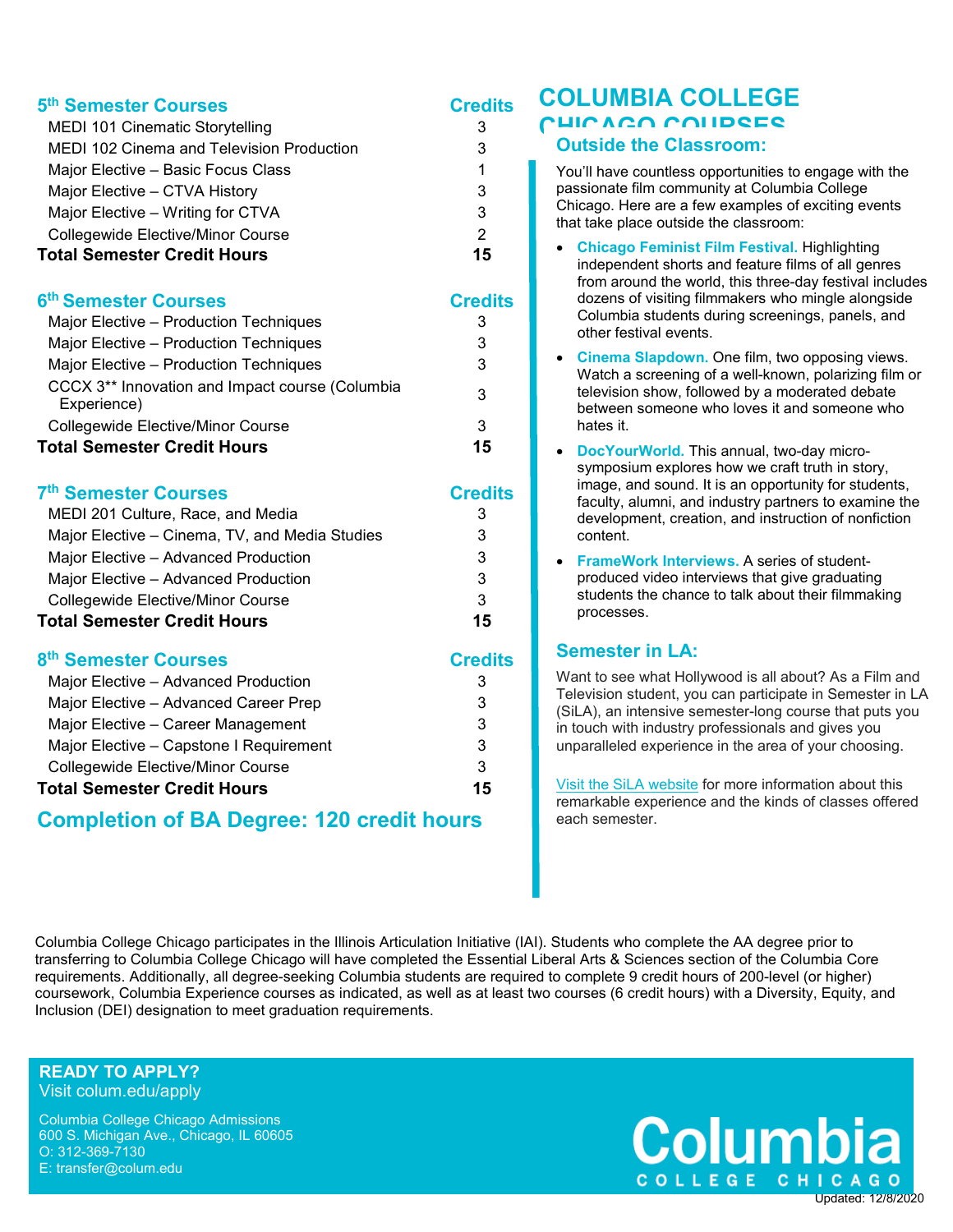## 5th Semester Courses

| 5th Semester Courses | Credits |
|---|---|
| MEDI 101 Cinematic Storytelling | 3 |
| MEDI 102 Cinema and Television Production | 3 |
| Major Elective – Basic Focus Class | 1 |
| Major Elective – CTVA History | 3 |
| Major Elective – Writing for CTVA | 3 |
| Collegewide Elective/Minor Course | 2 |
| **Total Semester Credit Hours** | **15** |

## 6th Semester Courses

| 6th Semester Courses | Credits |
|---|---|
| Major Elective – Production Techniques | 3 |
| Major Elective – Production Techniques | 3 |
| Major Elective – Production Techniques | 3 |
| CCCX 3** Innovation and Impact course (Columbia Experience) | 3 |
| Collegewide Elective/Minor Course | 3 |
| **Total Semester Credit Hours** | **15** |

## 7th Semester Courses

| 7th Semester Courses | Credits |
|---|---|
| MEDI 201 Culture, Race, and Media | 3 |
| Major Elective – Cinema, TV, and Media Studies | 3 |
| Major Elective – Advanced Production | 3 |
| Major Elective – Advanced Production | 3 |
| Collegewide Elective/Minor Course | 3 |
| **Total Semester Credit Hours** | **15** |

## 8th Semester Courses

| 8th Semester Courses | Credits |
|---|---|
| Major Elective – Advanced Production | 3 |
| Major Elective – Advanced Career Prep | 3 |
| Major Elective – Career Management | 3 |
| Major Elective – Capstone I Requirement | 3 |
| Collegewide Elective/Minor Course | 3 |
| **Total Semester Credit Hours** | **15** |

## Completion of BA Degree: 120 credit hours

# COLUMBIA COLLEGE CHICAGO COURSES

### Outside the Classroom:

You'll have countless opportunities to engage with the passionate film community at Columbia College Chicago. Here are a few examples of exciting events that take place outside the classroom:

- **Chicago Feminist Film Festival.** Highlighting independent shorts and feature films of all genres from around the world, this three-day festival includes dozens of visiting filmmakers who mingle alongside Columbia students during screenings, panels, and other festival events.
- **Cinema Slapdown.** One film, two opposing views. Watch a screening of a well-known, polarizing film or television show, followed by a moderated debate between someone who loves it and someone who hates it.
- **DocYourWorld.** This annual, two-day micro-symposium explores how we craft truth in story, image, and sound. It is an opportunity for students, faculty, alumni, and industry partners to examine the development, creation, and instruction of nonfiction content.
- **FrameWork Interviews.** A series of student-produced video interviews that give graduating students the chance to talk about their filmmaking processes.

### Semester in LA:

Want to see what Hollywood is all about? As a Film and Television student, you can participate in Semester in LA (SiLA), an intensive semester-long course that puts you in touch with industry professionals and gives you unparalleled experience in the area of your choosing.

Visit the SiLA website for more information about this remarkable experience and the kinds of classes offered each semester.

Columbia College Chicago participates in the Illinois Articulation Initiative (IAI). Students who complete the AA degree prior to transferring to Columbia College Chicago will have completed the Essential Liberal Arts & Sciences section of the Columbia Core requirements. Additionally, all degree-seeking Columbia students are required to complete 9 credit hours of 200-level (or higher) coursework, Columbia Experience courses as indicated, as well as at least two courses (6 credit hours) with a Diversity, Equity, and Inclusion (DEI) designation to meet graduation requirements.

**READY TO APPLY?**
Visit colum.edu/apply

Columbia College Chicago Admissions
600 S. Michigan Ave., Chicago, IL 60605
O: 312-369-7130
E: transfer@colum.edu

Columbia COLLEGE CHICAGO

Updated: 12/8/2020